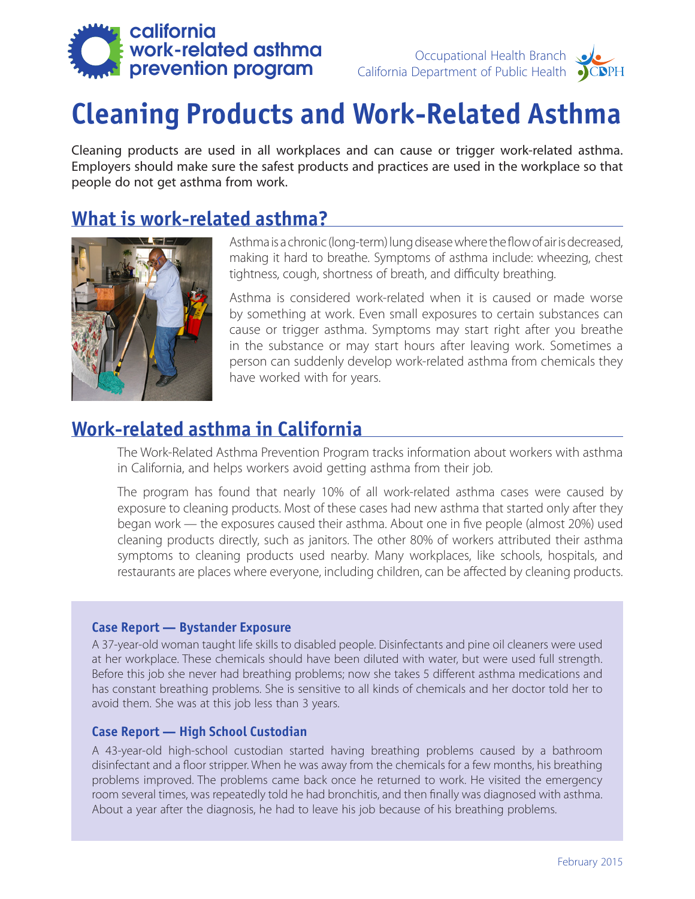california work-related asthma prevention program

Occupational Health Branch
California Department of Public Health

# Cleaning Products and Work-Related Asthma

Cleaning products are used in all workplaces and can cause or trigger work-related asthma. Employers should make sure the safest products and practices are used in the workplace so that people do not get asthma from work.

## What is work-related asthma?

Asthma is a chronic (long-term) lung disease where the flow of air is decreased, making it hard to breathe. Symptoms of asthma include: wheezing, chest tightness, cough, shortness of breath, and difficulty breathing.

Asthma is considered work-related when it is caused or made worse by something at work. Even small exposures to certain substances can cause or trigger asthma. Symptoms may start right after you breathe in the substance or may start hours after leaving work. Sometimes a person can suddenly develop work-related asthma from chemicals they have worked with for years.

## Work-related asthma in California

The Work-Related Asthma Prevention Program tracks information about workers with asthma in California, and helps workers avoid getting asthma from their job.

The program has found that nearly 10% of all work-related asthma cases were caused by exposure to cleaning products. Most of these cases had new asthma that started only after they began work — the exposures caused their asthma. About one in five people (almost 20%) used cleaning products directly, such as janitors. The other 80% of workers attributed their asthma symptoms to cleaning products used nearby. Many workplaces, like schools, hospitals, and restaurants are places where everyone, including children, can be affected by cleaning products.

### Case Report — Bystander Exposure

A 37-year-old woman taught life skills to disabled people. Disinfectants and pine oil cleaners were used at her workplace. These chemicals should have been diluted with water, but were used full strength. Before this job she never had breathing problems; now she takes 5 different asthma medications and has constant breathing problems. She is sensitive to all kinds of chemicals and her doctor told her to avoid them. She was at this job less than 3 years.

### Case Report — High School Custodian

A 43-year-old high-school custodian started having breathing problems caused by a bathroom disinfectant and a floor stripper. When he was away from the chemicals for a few months, his breathing problems improved. The problems came back once he returned to work. He visited the emergency room several times, was repeatedly told he had bronchitis, and then finally was diagnosed with asthma. About a year after the diagnosis, he had to leave his job because of his breathing problems.

February 2015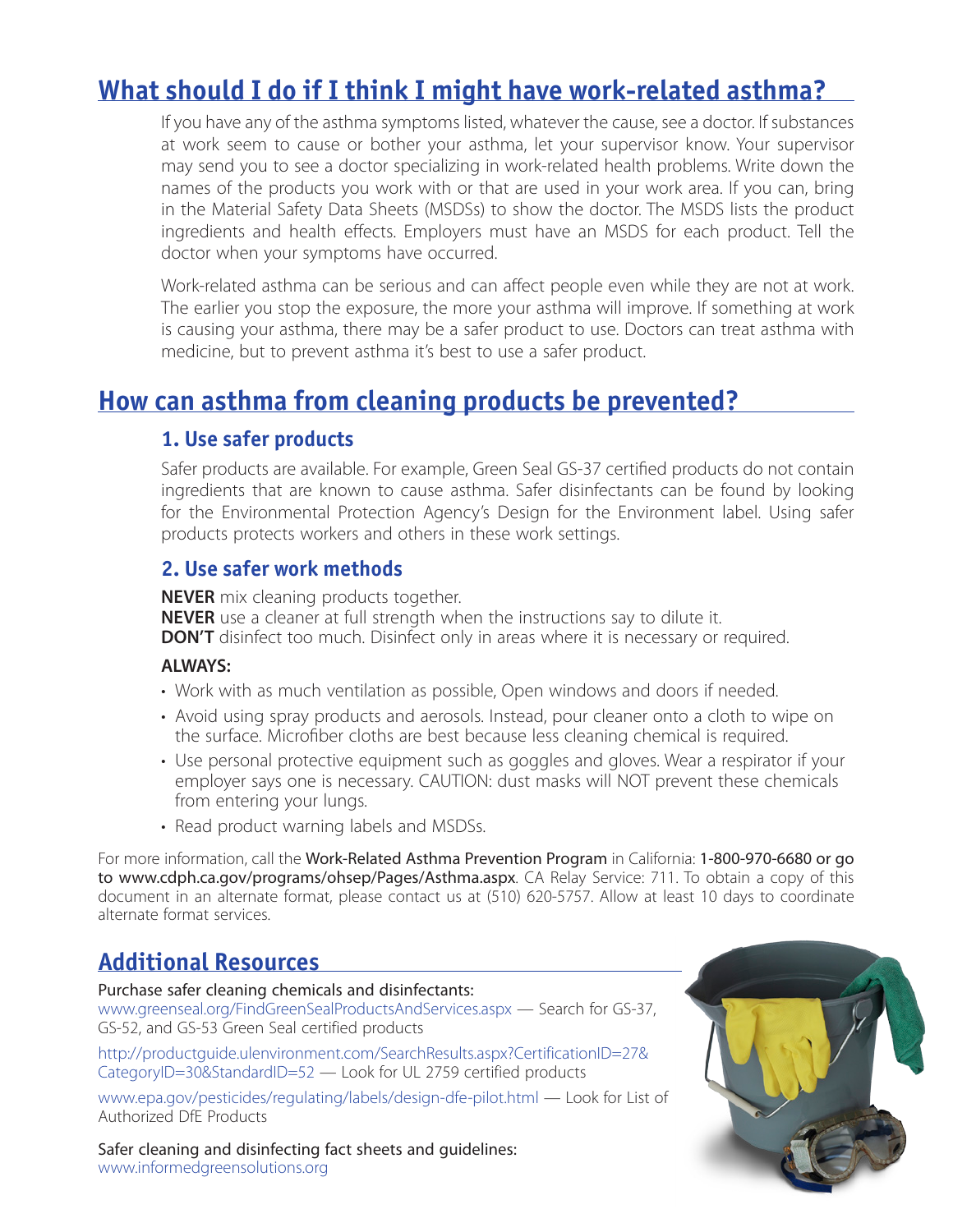## What should I do if I think I might have work-related asthma?

If you have any of the asthma symptoms listed, whatever the cause, see a doctor. If substances at work seem to cause or bother your asthma, let your supervisor know. Your supervisor may send you to see a doctor specializing in work-related health problems. Write down the names of the products you work with or that are used in your work area. If you can, bring in the Material Safety Data Sheets (MSDSs) to show the doctor. The MSDS lists the product ingredients and health effects. Employers must have an MSDS for each product. Tell the doctor when your symptoms have occurred.

Work-related asthma can be serious and can affect people even while they are not at work. The earlier you stop the exposure, the more your asthma will improve. If something at work is causing your asthma, there may be a safer product to use. Doctors can treat asthma with medicine, but to prevent asthma it's best to use a safer product.

## How can asthma from cleaning products be prevented?

### 1. Use safer products

Safer products are available. For example, Green Seal GS-37 certified products do not contain ingredients that are known to cause asthma. Safer disinfectants can be found by looking for the Environmental Protection Agency's Design for the Environment label. Using safer products protects workers and others in these work settings.

### 2. Use safer work methods

**NEVER** mix cleaning products together.
**NEVER** use a cleaner at full strength when the instructions say to dilute it.
**DON'T** disinfect too much. Disinfect only in areas where it is necessary or required.

**ALWAYS:**

- Work with as much ventilation as possible, Open windows and doors if needed.
- Avoid using spray products and aerosols. Instead, pour cleaner onto a cloth to wipe on the surface. Microfiber cloths are best because less cleaning chemical is required.
- Use personal protective equipment such as goggles and gloves. Wear a respirator if your employer says one is necessary. CAUTION: dust masks will NOT prevent these chemicals from entering your lungs.
- Read product warning labels and MSDSs.

For more information, call the Work-Related Asthma Prevention Program in California: 1-800-970-6680 or go to www.cdph.ca.gov/programs/ohsep/Pages/Asthma.aspx. CA Relay Service: 711. To obtain a copy of this document in an alternate format, please contact us at (510) 620-5757. Allow at least 10 days to coordinate alternate format services.

## Additional Resources

Purchase safer cleaning chemicals and disinfectants:
www.greenseal.org/FindGreenSealProductsAndServices.aspx — Search for GS-37, GS-52, and GS-53 Green Seal certified products

http://productguide.ulenvironment.com/SearchResults.aspx?CertificationID=27&CategoryID=30&StandardID=52 — Look for UL 2759 certified products

www.epa.gov/pesticides/regulating/labels/design-dfe-pilot.html — Look for List of Authorized DfE Products

Safer cleaning and disinfecting fact sheets and guidelines:
www.informedgreensolutions.org